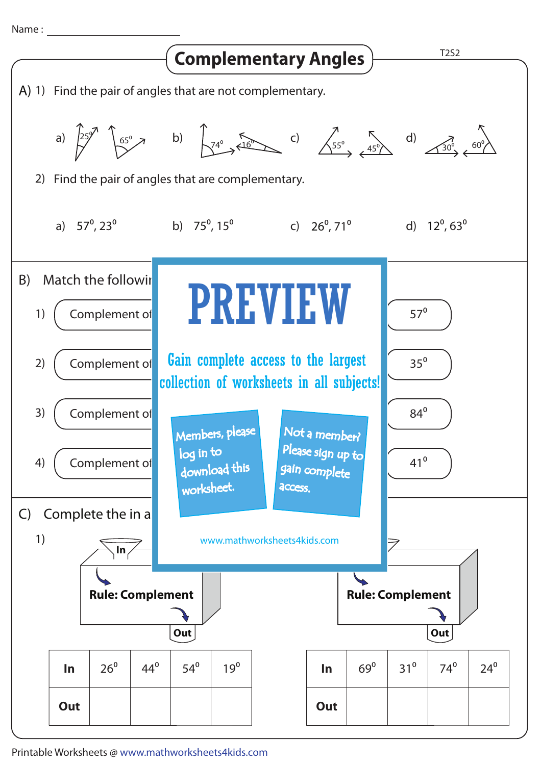Name : ____________________

# Complementary Angles

T2S2

**A)** 1) Find the pair of angles that are not complementary.

a) $25^0$, $65^0$ b) $74^0$, $16^0$ c) $55^0$, $45^0$ d) $30^0$, $60^0$

2) Find the pair of angles that are complementary.

a) $57^0, 23^0$ b) $75^0, 15^0$ c) $26^0, 71^0$ d) $12^0, 63^0$

**B)** Match the followi

1) Complement of — $57^0$

2) Complement of — $35^0$

3) Complement of — $84^0$

4) Complement of — $41^0$

PREVIEW

Gain complete access to the largest collection of worksheets in all subjects!

Members, please log in to download this worksheet.

Not a member? Please sign up to gain complete access.

www.mathworksheets4kids.com

**C)** Complete the in a

1)

In

**Rule: Complement**

Out

| In | $26^0$ | $44^0$ | $54^0$ | $19^0$ |
|---|---|---|---|---|
| Out | | | | |

**Rule: Complement**

Out

| In | $69^0$ | $31^0$ | $74^0$ | $24^0$ |
|---|---|---|---|---|
| Out | | | | |

Printable Worksheets @ www.mathworksheets4kids.com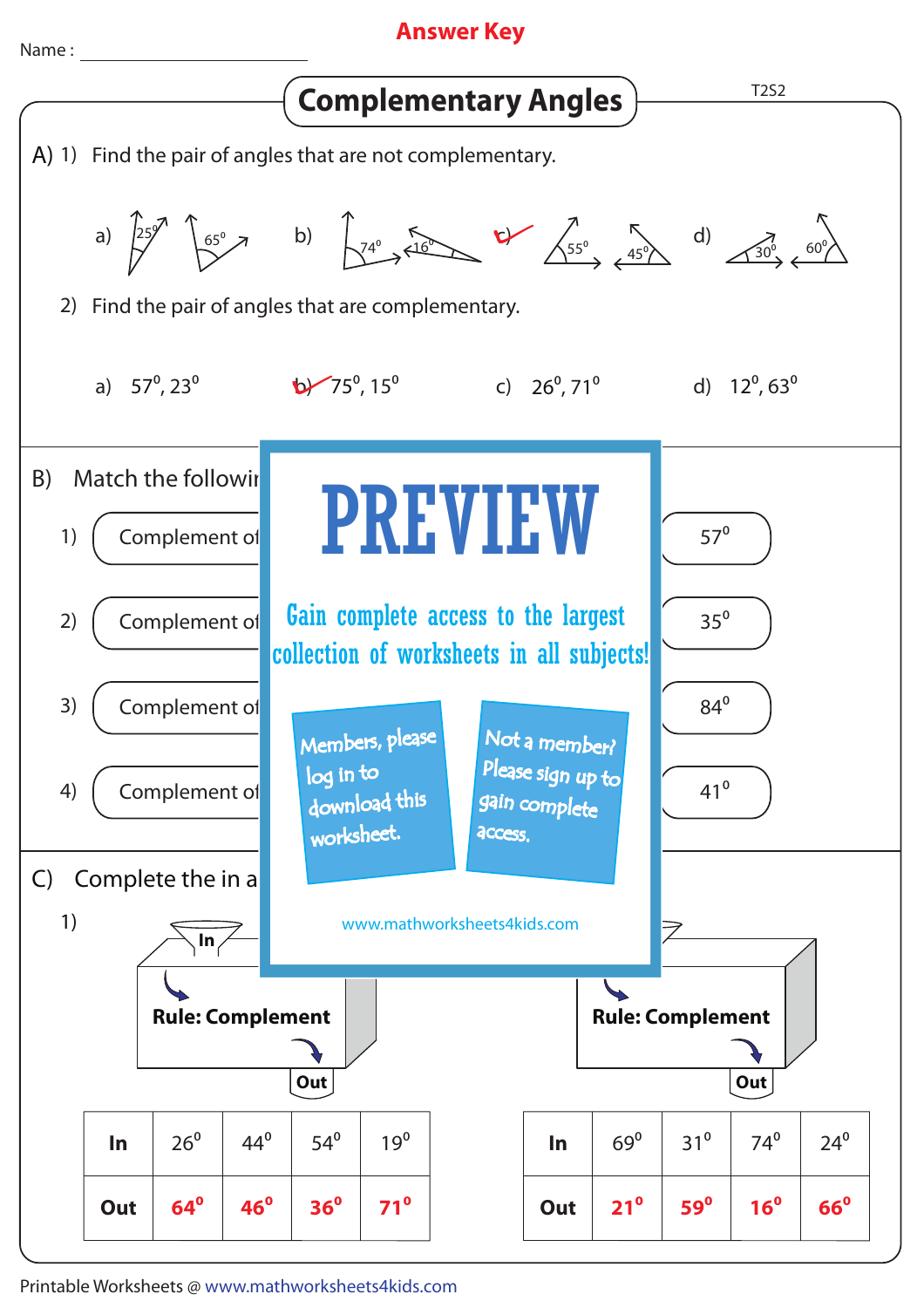**Answer Key**

Name : ______________________

# Complementary Angles

T2S2

A) 1) Find the pair of angles that are not complementary.

a) $25^0$, $65^0$  b) $74^0$, $16^0$  ~~c)~~ $55^0$, $45^0$  d) $30^0$, $60^0$

2) Find the pair of angles that are complementary.

a) $57^0, 23^0$  ~~b)~~ $75^0, 15^0$  c) $26^0, 71^0$  d) $12^0, 63^0$

B) Match the followi

1) Complement of  $57^0$

2) Complement of  $35^0$

3) Complement of  $84^0$

4) Complement of  $41^0$

PREVIEW

Gain complete access to the largest collection of worksheets in all subjects!

Members, please log in to download this worksheet.

Not a member? Please sign up to gain complete access.

www.mathworksheets4kids.com

C) Complete the in a

1)

In

Rule: Complement

Out

| In | $26^0$ | $44^0$ | $54^0$ | $19^0$ |
|---|---|---|---|---|
| Out | $64^0$ | $46^0$ | $36^0$ | $71^0$ |

In

Rule: Complement

Out

| In | $69^0$ | $31^0$ | $74^0$ | $24^0$ |
|---|---|---|---|---|
| Out | $21^0$ | $59^0$ | $16^0$ | $66^0$ |

Printable Worksheets @ www.mathworksheets4kids.com